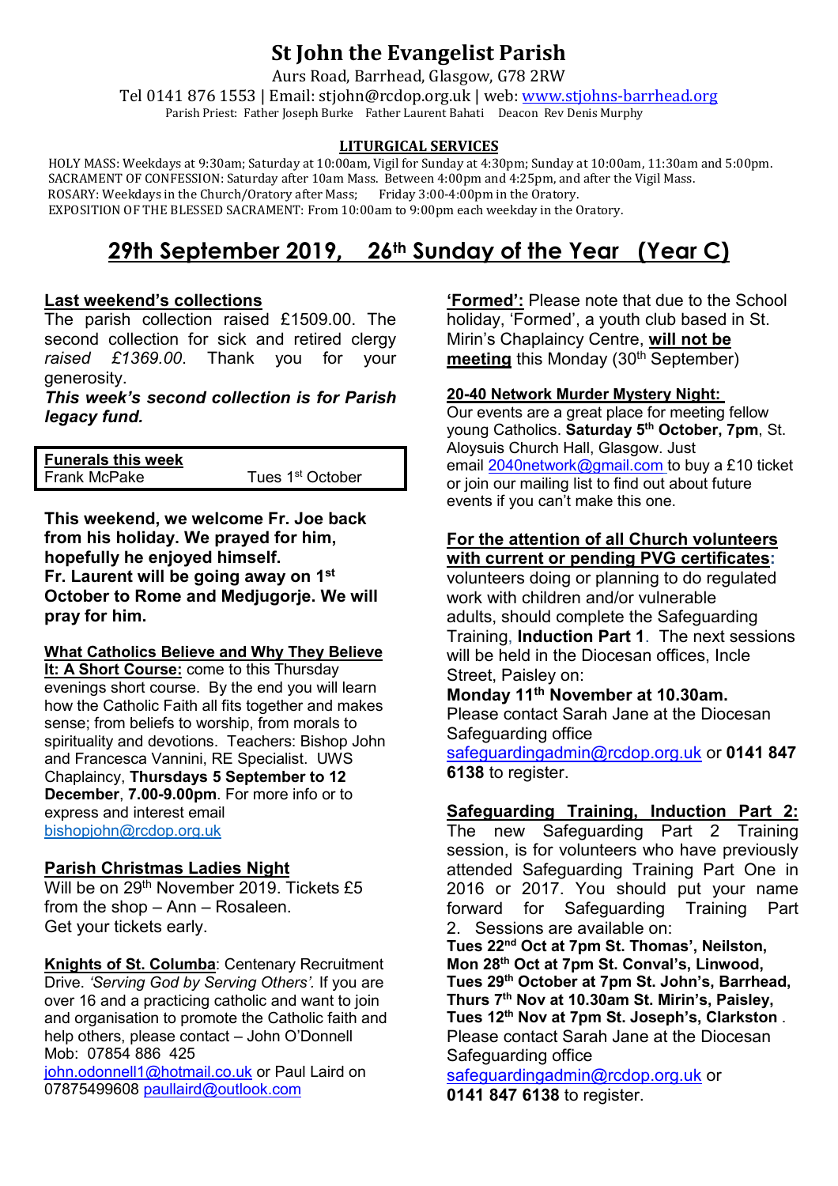# St John the Evangelist Parish

Aurs Road, Barrhead, Glasgow, G78 2RW

Tel 0141 876 1553 | Email: stjohn@rcdop.org.uk | web: www.stjohns-barrhead.org

Parish Priest: Father Joseph Burke Father Laurent Bahati Deacon Rev Denis Murphy

**LITURGICAL SERVICES**

HOLY MASS: Weekdays at 9:30am; Saturday at 10:00am, Vigil for Sunday at 4:30pm; Sunday at 10:00am, 11:30am and 5:00pm.
SACRAMENT OF CONFESSION: Saturday after 10am Mass. Between 4:00pm and 4:25pm, and after the Vigil Mass.
ROSARY: Weekdays in the Church/Oratory after Mass; Friday 3:00-4:00pm in the Oratory.
EXPOSITION OF THE BLESSED SACRAMENT: From 10:00am to 9:00pm each weekday in the Oratory.

## 29th September 2019, 26th Sunday of the Year (Year C)

**Last weekend's collections**

The parish collection raised £1509.00. The second collection for sick and retired clergy *raised £1369.00*. Thank you for your generosity.

***This week's second collection is for Parish legacy fund.***

| **Funerals this week** | |
| --- | --- |
| Frank McPake | Tues 1st October |

**This weekend, we welcome Fr. Joe back from his holiday. We prayed for him, hopefully he enjoyed himself.**
**Fr. Laurent will be going away on 1st October to Rome and Medjugorje. We will pray for him.**

**What Catholics Believe and Why They Believe It: A Short Course:** come to this Thursday evenings short course. By the end you will learn how the Catholic Faith all fits together and makes sense; from beliefs to worship, from morals to spirituality and devotions. Teachers: Bishop John and Francesca Vannini, RE Specialist. UWS Chaplaincy, **Thursdays 5 September to 12 December**, **7.00-9.00pm**. For more info or to express and interest email bishopjohn@rcdop.org.uk

**Parish Christmas Ladies Night**

Will be on 29th November 2019. Tickets £5 from the shop – Ann – Rosaleen.
Get your tickets early.

**Knights of St. Columba**: Centenary Recruitment Drive. *'Serving God by Serving Others'.* If you are over 16 and a practicing catholic and want to join and organisation to promote the Catholic faith and help others, please contact – John O'Donnell Mob: 07854 886 425
john.odonnell1@hotmail.co.uk or Paul Laird on 07875499608 paullaird@outlook.com

**'Formed':** Please note that due to the School holiday, 'Formed', a youth club based in St. Mirin's Chaplaincy Centre, **will not be meeting** this Monday (30th September)

**20-40 Network Murder Mystery Night:**

Our events are a great place for meeting fellow young Catholics. **Saturday 5th October, 7pm**, St. Aloysius Church Hall, Glasgow. Just email 2040network@gmail.com to buy a £10 ticket or join our mailing list to find out about future events if you can't make this one.

**For the attention of all Church volunteers with current or pending PVG certificates:**
volunteers doing or planning to do regulated work with children and/or vulnerable adults, should complete the Safeguarding Training, **Induction Part 1**. The next sessions will be held in the Diocesan offices, Incle Street, Paisley on:
**Monday 11th November at 10.30am.**
Please contact Sarah Jane at the Diocesan Safeguarding office safeguardingadmin@rcdop.org.uk or **0141 847 6138** to register.

**Safeguarding Training, Induction Part 2:**
The new Safeguarding Part 2 Training session, is for volunteers who have previously attended Safeguarding Training Part One in 2016 or 2017. You should put your name forward for Safeguarding Training Part 2. Sessions are available on:
**Tues 22nd Oct at 7pm St. Thomas', Neilston,**
**Mon 28th Oct at 7pm St. Conval's, Linwood,**
**Tues 29th October at 7pm St. John's, Barrhead,**
**Thurs 7th Nov at 10.30am St. Mirin's, Paisley,**
**Tues 12th Nov at 7pm St. Joseph's, Clarkston** .
Please contact Sarah Jane at the Diocesan Safeguarding office
safeguardingadmin@rcdop.org.uk or
**0141 847 6138** to register.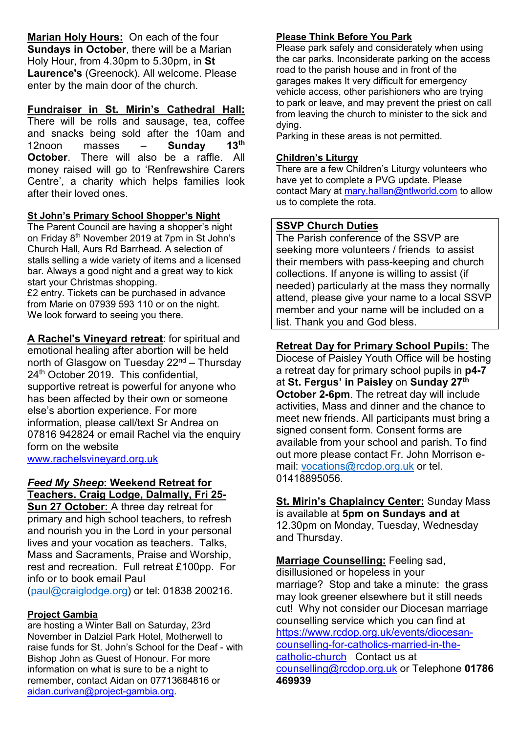**Marian Holy Hours:** On each of the four **Sundays in October**, there will be a Marian Holy Hour, from 4.30pm to 5.30pm, in **St Laurence's** (Greenock). All welcome. Please enter by the main door of the church.

**Fundraiser in St. Mirin's Cathedral Hall:** There will be rolls and sausage, tea, coffee and snacks being sold after the 10am and 12noon masses – **Sunday 13th October**. There will also be a raffle. All money raised will go to 'Renfrewshire Carers Centre', a charity which helps families look after their loved ones.

**St John's Primary School Shopper's Night**
The Parent Council are having a shopper's night on Friday 8th November 2019 at 7pm in St John's Church Hall, Aurs Rd Barrhead. A selection of stalls selling a wide variety of items and a licensed bar. Always a good night and a great way to kick start your Christmas shopping.
£2 entry. Tickets can be purchased in advance from Marie on 07939 593 110 or on the night.
We look forward to seeing you there.

**A Rachel's Vineyard retreat**: for spiritual and emotional healing after abortion will be held north of Glasgow on Tuesday 22nd – Thursday 24th October 2019. This confidential, supportive retreat is powerful for anyone who has been affected by their own or someone else's abortion experience. For more information, please call/text Sr Andrea on 07816 942824 or email Rachel via the enquiry form on the website www.rachelsvineyard.org.uk

***Feed My Sheep*: Weekend Retreat for Teachers. Craig Lodge, Dalmally, Fri 25-Sun 27 October:** A three day retreat for primary and high school teachers, to refresh and nourish you in the Lord in your personal lives and your vocation as teachers. Talks, Mass and Sacraments, Praise and Worship, rest and recreation. Full retreat £100pp. For info or to book email Paul (paul@craiglodge.org) or tel: 01838 200216.

**Project Gambia**
are hosting a Winter Ball on Saturday, 23rd November in Dalziel Park Hotel, Motherwell to raise funds for St. John's School for the Deaf - with Bishop John as Guest of Honour. For more information on what is sure to be a night to remember, contact Aidan on 07713684816 or aidan.curivan@project-gambia.org.

**Please Think Before You Park**
Please park safely and considerately when using the car parks. Inconsiderate parking on the access road to the parish house and in front of the garages makes It very difficult for emergency vehicle access, other parishioners who are trying to park or leave, and may prevent the priest on call from leaving the church to minister to the sick and dying.
Parking in these areas is not permitted.

**Children's Liturgy**
There are a few Children's Liturgy volunteers who have yet to complete a PVG update. Please contact Mary at mary.hallan@ntlworld.com to allow us to complete the rota.

**SSVP Church Duties**
The Parish conference of the SSVP are seeking more volunteers / friends to assist their members with pass-keeping and church collections. If anyone is willing to assist (if needed) particularly at the mass they normally attend, please give your name to a local SSVP member and your name will be included on a list. Thank you and God bless.

**Retreat Day for Primary School Pupils:** The Diocese of Paisley Youth Office will be hosting a retreat day for primary school pupils in **p4-7** at **St. Fergus' in Paisley** on **Sunday 27th October 2-6pm**. The retreat day will include activities, Mass and dinner and the chance to meet new friends. All participants must bring a signed consent form. Consent forms are available from your school and parish. To find out more please contact Fr. John Morrison e-mail: vocations@rcdop.org.uk or tel. 01418895056.

**St. Mirin's Chaplaincy Center:** Sunday Mass is available at **5pm on Sundays and at** 12.30pm on Monday, Tuesday, Wednesday and Thursday.

**Marriage Counselling:** Feeling sad, disillusioned or hopeless in your marriage? Stop and take a minute: the grass may look greener elsewhere but it still needs cut! Why not consider our Diocesan marriage counselling service which you can find at https://www.rcdop.org.uk/events/diocesan-counselling-for-catholics-married-in-the-catholic-church Contact us at counselling@rcdop.org.uk or Telephone **01786 469939**